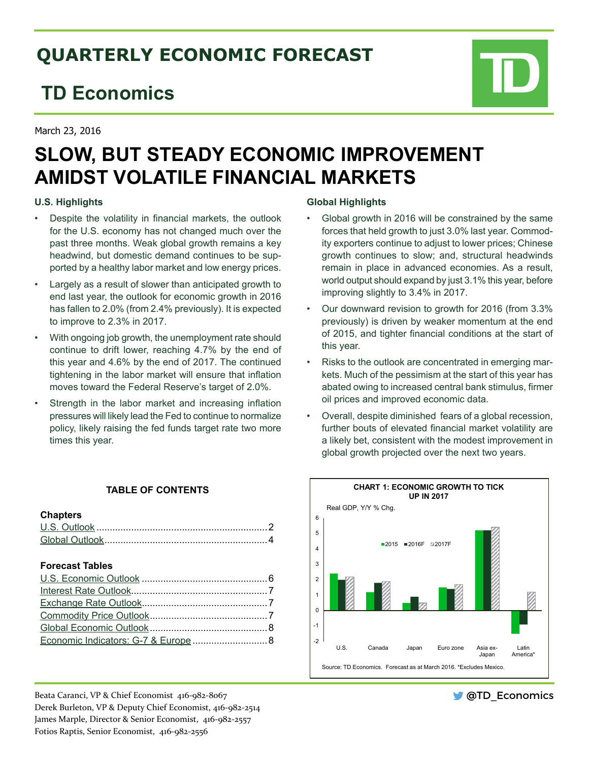# QUARTERLY ECONOMIC FORECAST

## TD Economics

March 23, 2016

# SLOW, BUT STEADY ECONOMIC IMPROVEMENT AMIDST VOLATILE FINANCIAL MARKETS

### U.S. Highlights

- Despite the volatility in financial markets, the outlook for the U.S. economy has not changed much over the past three months. Weak global growth remains a key headwind, but domestic demand continues to be supported by a healthy labor market and low energy prices.
- Largely as a result of slower than anticipated growth to end last year, the outlook for economic growth in 2016 has fallen to 2.0% (from 2.4% previously). It is expected to improve to 2.3% in 2017.
- With ongoing job growth, the unemployment rate should continue to drift lower, reaching 4.7% by the end of this year and 4.6% by the end of 2017. The continued tightening in the labor market will ensure that inflation moves toward the Federal Reserve's target of 2.0%.
- Strength in the labor market and increasing inflation pressures will likely lead the Fed to continue to normalize policy, likely raising the fed funds target rate two more times this year.

### Global Highlights

- Global growth in 2016 will be constrained by the same forces that held growth to just 3.0% last year. Commodity exporters continue to adjust to lower prices; Chinese growth continues to slow; and, structural headwinds remain in place in advanced economies. As a result, world output should expand by just 3.1% this year, before improving slightly to 3.4% in 2017.
- Our downward revision to growth for 2016 (from 3.3% previously) is driven by weaker momentum at the end of 2015, and tighter financial conditions at the start of this year.
- Risks to the outlook are concentrated in emerging markets. Much of the pessimism at the start of this year has abated owing to increased central bank stimulus, firmer oil prices and improved economic data.
- Overall, despite diminished fears of a global recession, further bouts of elevated financial market volatility are a likely bet, consistent with the modest improvement in global growth projected over the next two years.

### TABLE OF CONTENTS

**Chapters**

- U.S. Outlook .......... 2
- Global Outlook .......... 4

**Forecast Tables**

- U.S. Economic Outlook .......... 6
- Interest Rate Outlook .......... 7
- Exchange Rate Outlook .......... 7
- Commodity Price Outlook .......... 7
- Global Economic Outlook .......... 8
- Economic Indicators: G-7 & Europe .......... 8

**CHART 1: ECONOMIC GROWTH TO TICK UP IN 2017**

Real GDP, Y/Y % Chg.

Legend: 2015, 2016F, 2017F

Categories: U.S., Canada, Japan, Euro zone, Asia ex-Japan, Latin America*

Source: TD Economics. Forecast as at March 2016. *Excludes Mexico.

Beata Caranci, VP & Chief Economist 416-982-8067
Derek Burleton, VP & Deputy Chief Economist, 416-982-2514
James Marple, Director & Senior Economist, 416-982-2557
Fotios Raptis, Senior Economist, 416-982-2556

@TD_Economics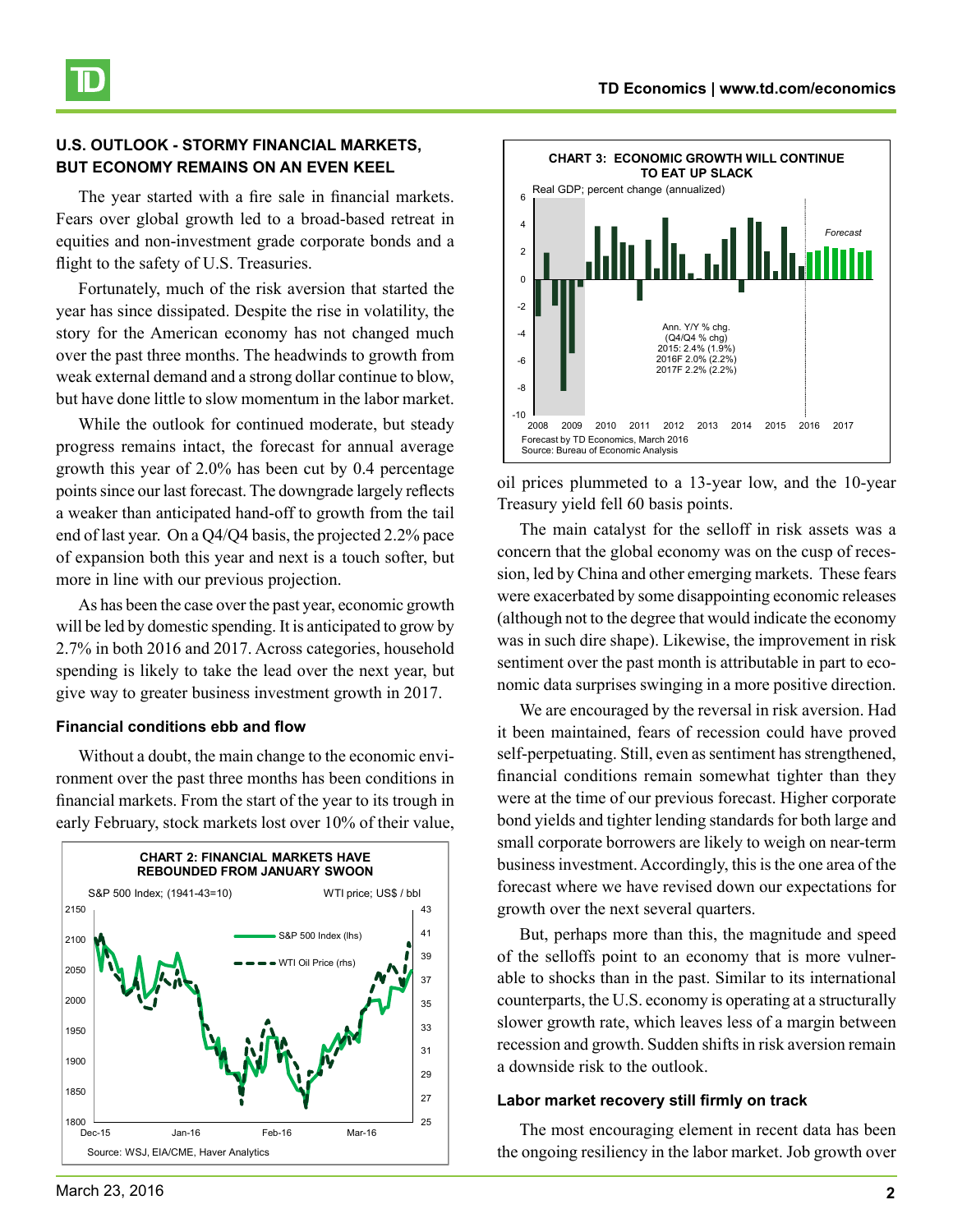## U.S. OUTLOOK - STORMY FINANCIAL MARKETS, BUT ECONOMY REMAINS ON AN EVEN KEEL

The year started with a fire sale in financial markets. Fears over global growth led to a broad-based retreat in equities and non-investment grade corporate bonds and a flight to the safety of U.S. Treasuries.

Fortunately, much of the risk aversion that started the year has since dissipated. Despite the rise in volatility, the story for the American economy has not changed much over the past three months. The headwinds to growth from weak external demand and a strong dollar continue to blow, but have done little to slow momentum in the labor market.

While the outlook for continued moderate, but steady progress remains intact, the forecast for annual average growth this year of 2.0% has been cut by 0.4 percentage points since our last forecast. The downgrade largely reflects a weaker than anticipated hand-off to growth from the tail end of last year. On a Q4/Q4 basis, the projected 2.2% pace of expansion both this year and next is a touch softer, but more in line with our previous projection.

As has been the case over the past year, economic growth will be led by domestic spending. It is anticipated to grow by 2.7% in both 2016 and 2017. Across categories, household spending is likely to take the lead over the next year, but give way to greater business investment growth in 2017.

### Financial conditions ebb and flow

Without a doubt, the main change to the economic environment over the past three months has been conditions in financial markets. From the start of the year to its trough in early February, stock markets lost over 10% of their value, oil prices plummeted to a 13-year low, and the 10-year Treasury yield fell 60 basis points.

**CHART 2: FINANCIAL MARKETS HAVE REBOUNDED FROM JANUARY SWOON**

S&P 500 Index; (1941-43=10) — WTI price; US$ / bbl

Source: WSJ, EIA/CME, Haver Analytics

**CHART 3: ECONOMIC GROWTH WILL CONTINUE TO EAT UP SLACK**

Real GDP; percent change (annualized)

Ann. Y/Y % chg. (Q4/Q4 % chg)
2015: 2.4% (1.9%)
2016F 2.0% (2.2%)
2017F 2.2% (2.2%)

Forecast by TD Economics, March 2016
Source: Bureau of Economic Analysis

The main catalyst for the selloff in risk assets was a concern that the global economy was on the cusp of recession, led by China and other emerging markets. These fears were exacerbated by some disappointing economic releases (although not to the degree that would indicate the economy was in such dire shape). Likewise, the improvement in risk sentiment over the past month is attributable in part to economic data surprises swinging in a more positive direction.

We are encouraged by the reversal in risk aversion. Had it been maintained, fears of recession could have proved self-perpetuating. Still, even as sentiment has strengthened, financial conditions remain somewhat tighter than they were at the time of our previous forecast. Higher corporate bond yields and tighter lending standards for both large and small corporate borrowers are likely to weigh on near-term business investment. Accordingly, this is the one area of the forecast where we have revised down our expectations for growth over the next several quarters.

But, perhaps more than this, the magnitude and speed of the selloffs point to an economy that is more vulnerable to shocks than in the past. Similar to its international counterparts, the U.S. economy is operating at a structurally slower growth rate, which leaves less of a margin between recession and growth. Sudden shifts in risk aversion remain a downside risk to the outlook.

### Labor market recovery still firmly on track

The most encouraging element in recent data has been the ongoing resiliency in the labor market. Job growth over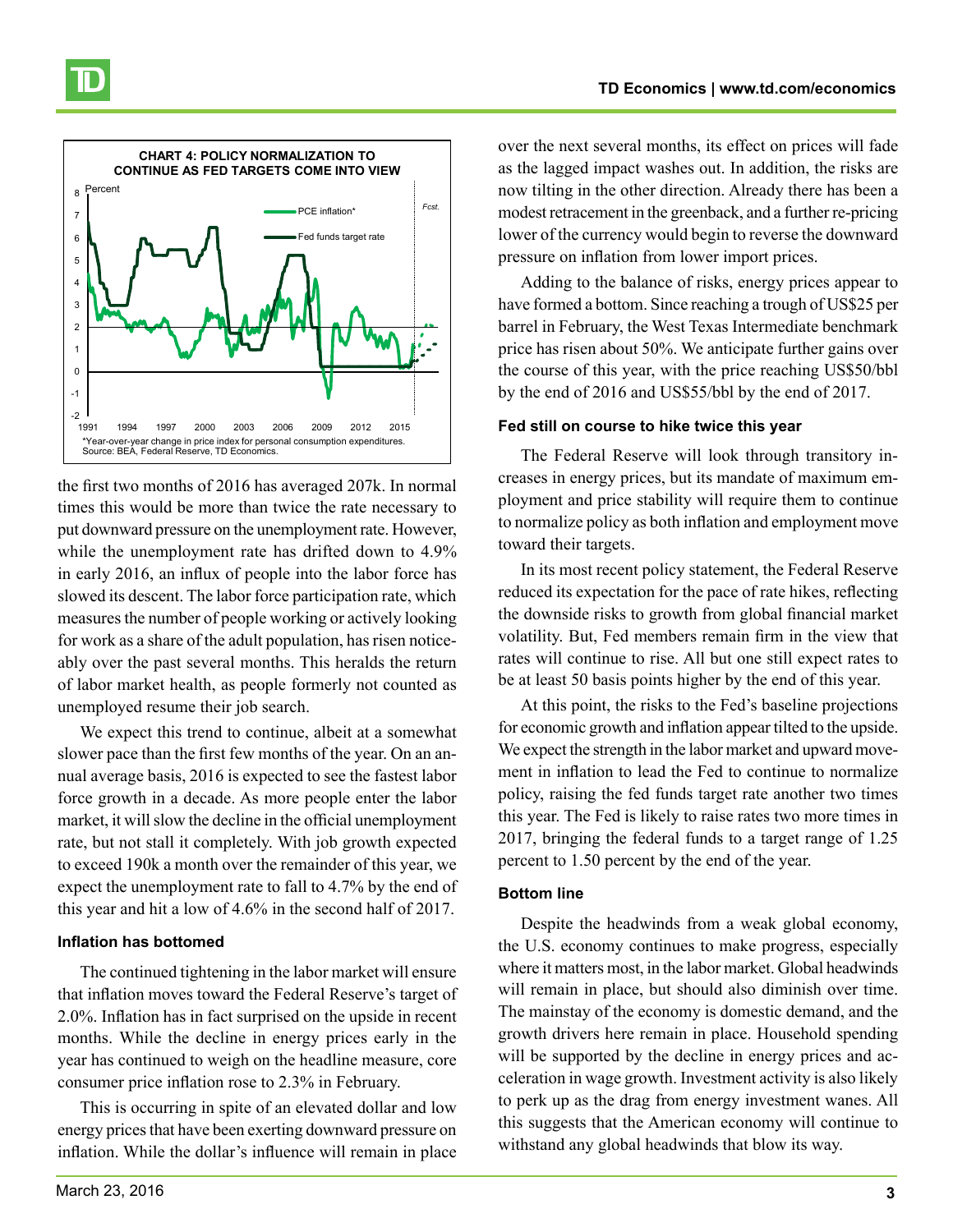**CHART 4: POLICY NORMALIZATION TO CONTINUE AS FED TARGETS COME INTO VIEW**

*Year-over-year change in price index for personal consumption expenditures.
Source: BEA, Federal Reserve, TD Economics.

the first two months of 2016 has averaged 207k. In normal times this would be more than twice the rate necessary to put downward pressure on the unemployment rate. However, while the unemployment rate has drifted down to 4.9% in early 2016, an influx of people into the labor force has slowed its descent. The labor force participation rate, which measures the number of people working or actively looking for work as a share of the adult population, has risen noticeably over the past several months. This heralds the return of labor market health, as people formerly not counted as unemployed resume their job search.

We expect this trend to continue, albeit at a somewhat slower pace than the first few months of the year. On an annual average basis, 2016 is expected to see the fastest labor force growth in a decade. As more people enter the labor market, it will slow the decline in the official unemployment rate, but not stall it completely. With job growth expected to exceed 190k a month over the remainder of this year, we expect the unemployment rate to fall to 4.7% by the end of this year and hit a low of 4.6% in the second half of 2017.

#### Inflation has bottomed

The continued tightening in the labor market will ensure that inflation moves toward the Federal Reserve's target of 2.0%. Inflation has in fact surprised on the upside in recent months. While the decline in energy prices early in the year has continued to weigh on the headline measure, core consumer price inflation rose to 2.3% in February.

This is occurring in spite of an elevated dollar and low energy prices that have been exerting downward pressure on inflation. While the dollar's influence will remain in place over the next several months, its effect on prices will fade as the lagged impact washes out. In addition, the risks are now tilting in the other direction. Already there has been a modest retracement in the greenback, and a further re-pricing lower of the currency would begin to reverse the downward pressure on inflation from lower import prices.

Adding to the balance of risks, energy prices appear to have formed a bottom. Since reaching a trough of US$25 per barrel in February, the West Texas Intermediate benchmark price has risen about 50%. We anticipate further gains over the course of this year, with the price reaching US$50/bbl by the end of 2016 and US$55/bbl by the end of 2017.

#### Fed still on course to hike twice this year

The Federal Reserve will look through transitory increases in energy prices, but its mandate of maximum employment and price stability will require them to continue to normalize policy as both inflation and employment move toward their targets.

In its most recent policy statement, the Federal Reserve reduced its expectation for the pace of rate hikes, reflecting the downside risks to growth from global financial market volatility. But, Fed members remain firm in the view that rates will continue to rise. All but one still expect rates to be at least 50 basis points higher by the end of this year.

At this point, the risks to the Fed's baseline projections for economic growth and inflation appear tilted to the upside. We expect the strength in the labor market and upward movement in inflation to lead the Fed to continue to normalize policy, raising the fed funds target rate another two times this year. The Fed is likely to raise rates two more times in 2017, bringing the federal funds to a target range of 1.25 percent to 1.50 percent by the end of the year.

#### Bottom line

Despite the headwinds from a weak global economy, the U.S. economy continues to make progress, especially where it matters most, in the labor market. Global headwinds will remain in place, but should also diminish over time. The mainstay of the economy is domestic demand, and the growth drivers here remain in place. Household spending will be supported by the decline in energy prices and acceleration in wage growth. Investment activity is also likely to perk up as the drag from energy investment wanes. All this suggests that the American economy will continue to withstand any global headwinds that blow its way.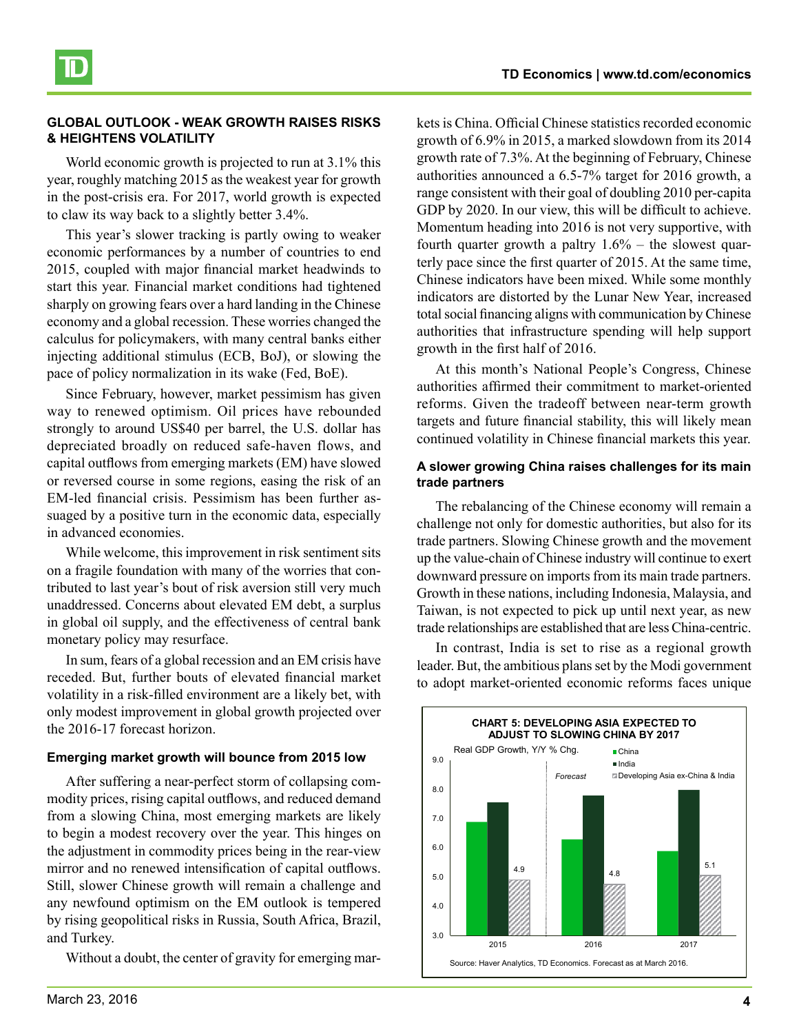## GLOBAL OUTLOOK - WEAK GROWTH RAISES RISKS & HEIGHTENS VOLATILITY

World economic growth is projected to run at 3.1% this year, roughly matching 2015 as the weakest year for growth in the post-crisis era. For 2017, world growth is expected to claw its way back to a slightly better 3.4%.

This year's slower tracking is partly owing to weaker economic performances by a number of countries to end 2015, coupled with major financial market headwinds to start this year. Financial market conditions had tightened sharply on growing fears over a hard landing in the Chinese economy and a global recession. These worries changed the calculus for policymakers, with many central banks either injecting additional stimulus (ECB, BoJ), or slowing the pace of policy normalization in its wake (Fed, BoE).

Since February, however, market pessimism has given way to renewed optimism. Oil prices have rebounded strongly to around US$40 per barrel, the U.S. dollar has depreciated broadly on reduced safe-haven flows, and capital outflows from emerging markets (EM) have slowed or reversed course in some regions, easing the risk of an EM-led financial crisis. Pessimism has been further assuaged by a positive turn in the economic data, especially in advanced economies.

While welcome, this improvement in risk sentiment sits on a fragile foundation with many of the worries that contributed to last year's bout of risk aversion still very much unaddressed. Concerns about elevated EM debt, a surplus in global oil supply, and the effectiveness of central bank monetary policy may resurface.

In sum, fears of a global recession and an EM crisis have receded. But, further bouts of elevated financial market volatility in a risk-filled environment are a likely bet, with only modest improvement in global growth projected over the 2016-17 forecast horizon.

### Emerging market growth will bounce from 2015 low

After suffering a near-perfect storm of collapsing commodity prices, rising capital outflows, and reduced demand from a slowing China, most emerging markets are likely to begin a modest recovery over the year. This hinges on the adjustment in commodity prices being in the rear-view mirror and no renewed intensification of capital outflows. Still, slower Chinese growth will remain a challenge and any newfound optimism on the EM outlook is tempered by rising geopolitical risks in Russia, South Africa, Brazil, and Turkey.

Without a doubt, the center of gravity for emerging markets is China. Official Chinese statistics recorded economic growth of 6.9% in 2015, a marked slowdown from its 2014 growth rate of 7.3%. At the beginning of February, Chinese authorities announced a 6.5-7% target for 2016 growth, a range consistent with their goal of doubling 2010 per-capita GDP by 2020. In our view, this will be difficult to achieve. Momentum heading into 2016 is not very supportive, with fourth quarter growth a paltry 1.6% – the slowest quarterly pace since the first quarter of 2015. At the same time, Chinese indicators have been mixed. While some monthly indicators are distorted by the Lunar New Year, increased total social financing aligns with communication by Chinese authorities that infrastructure spending will help support growth in the first half of 2016.

At this month's National People's Congress, Chinese authorities affirmed their commitment to market-oriented reforms. Given the tradeoff between near-term growth targets and future financial stability, this will likely mean continued volatility in Chinese financial markets this year.

### A slower growing China raises challenges for its main trade partners

The rebalancing of the Chinese economy will remain a challenge not only for domestic authorities, but also for its trade partners. Slowing Chinese growth and the movement up the value-chain of Chinese industry will continue to exert downward pressure on imports from its main trade partners. Growth in these nations, including Indonesia, Malaysia, and Taiwan, is not expected to pick up until next year, as new trade relationships are established that are less China-centric.

In contrast, India is set to rise as a regional growth leader. But, the ambitious plans set by the Modi government to adopt market-oriented economic reforms faces unique

**CHART 5: DEVELOPING ASIA EXPECTED TO ADJUST TO SLOWING CHINA BY 2017**

Real GDP Growth, Y/Y % Chg.

| | China | India | Developing Asia ex-China & India |
|---|---|---|---|
| 2015 | | | 4.9 |
| 2016 (Forecast) | | | 4.8 |
| 2017 (Forecast) | | | 5.1 |

Source: Haver Analytics, TD Economics. Forecast as at March 2016.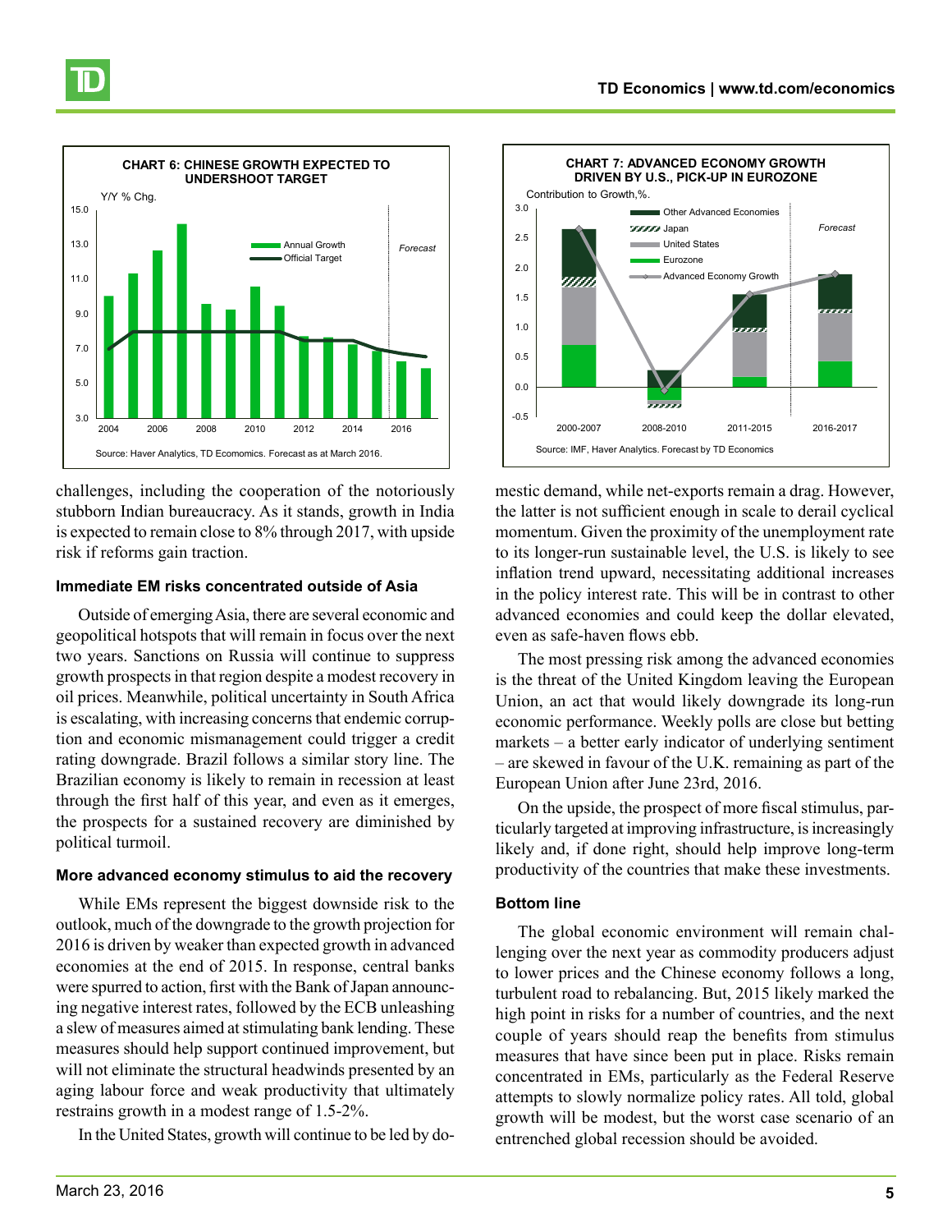**CHART 6: CHINESE GROWTH EXPECTED TO UNDERSHOOT TARGET**

Source: Haver Analytics, TD Ecomomics. Forecast as at March 2016.

**CHART 7: ADVANCED ECONOMY GROWTH DRIVEN BY U.S., PICK-UP IN EUROZONE**

Source: IMF, Haver Analytics. Forecast by TD Economics

challenges, including the cooperation of the notoriously stubborn Indian bureaucracy. As it stands, growth in India is expected to remain close to 8% through 2017, with upside risk if reforms gain traction.

### Immediate EM risks concentrated outside of Asia

Outside of emerging Asia, there are several economic and geopolitical hotspots that will remain in focus over the next two years. Sanctions on Russia will continue to suppress growth prospects in that region despite a modest recovery in oil prices. Meanwhile, political uncertainty in South Africa is escalating, with increasing concerns that endemic corruption and economic mismanagement could trigger a credit rating downgrade. Brazil follows a similar story line. The Brazilian economy is likely to remain in recession at least through the first half of this year, and even as it emerges, the prospects for a sustained recovery are diminished by political turmoil.

### More advanced economy stimulus to aid the recovery

While EMs represent the biggest downside risk to the outlook, much of the downgrade to the growth projection for 2016 is driven by weaker than expected growth in advanced economies at the end of 2015. In response, central banks were spurred to action, first with the Bank of Japan announcing negative interest rates, followed by the ECB unleashing a slew of measures aimed at stimulating bank lending. These measures should help support continued improvement, but will not eliminate the structural headwinds presented by an aging labour force and weak productivity that ultimately restrains growth in a modest range of 1.5-2%.

In the United States, growth will continue to be led by domestic demand, while net-exports remain a drag. However, the latter is not sufficient enough in scale to derail cyclical momentum. Given the proximity of the unemployment rate to its longer-run sustainable level, the U.S. is likely to see inflation trend upward, necessitating additional increases in the policy interest rate. This will be in contrast to other advanced economies and could keep the dollar elevated, even as safe-haven flows ebb.

The most pressing risk among the advanced economies is the threat of the United Kingdom leaving the European Union, an act that would likely downgrade its long-run economic performance. Weekly polls are close but betting markets – a better early indicator of underlying sentiment – are skewed in favour of the U.K. remaining as part of the European Union after June 23rd, 2016.

On the upside, the prospect of more fiscal stimulus, particularly targeted at improving infrastructure, is increasingly likely and, if done right, should help improve long-term productivity of the countries that make these investments.

### Bottom line

The global economic environment will remain challenging over the next year as commodity producers adjust to lower prices and the Chinese economy follows a long, turbulent road to rebalancing. But, 2015 likely marked the high point in risks for a number of countries, and the next couple of years should reap the benefits from stimulus measures that have since been put in place. Risks remain concentrated in EMs, particularly as the Federal Reserve attempts to slowly normalize policy rates. All told, global growth will be modest, but the worst case scenario of an entrenched global recession should be avoided.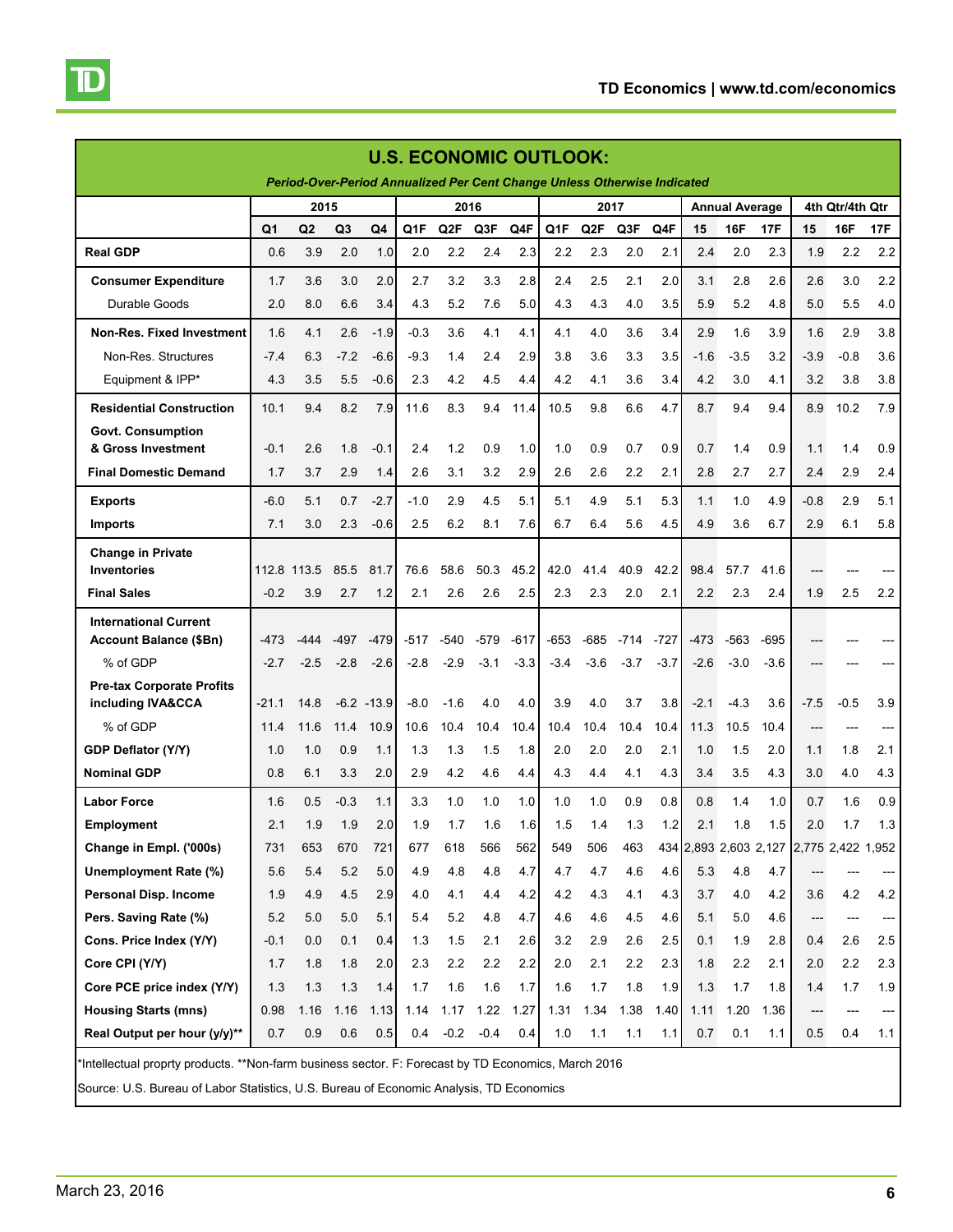# U.S. ECONOMIC OUTLOOK:

*Period-Over-Period Annualized Per Cent Change Unless Otherwise Indicated*

| | 2015 | | | | 2016 | | | | 2017 | | | | Annual Average | | | 4th Qtr/4th Qtr | | |
|---|---|---|---|---|---|---|---|---|---|---|---|---|---|---|---|---|---|---|
| | Q1 | Q2 | Q3 | Q4 | Q1F | Q2F | Q3F | Q4F | Q1F | Q2F | Q3F | Q4F | 15 | 16F | 17F | 15 | 16F | 17F |
| **Real GDP** | 0.6 | 3.9 | 2.0 | 1.0 | 2.0 | 2.2 | 2.4 | 2.3 | 2.2 | 2.3 | 2.0 | 2.1 | 2.4 | 2.0 | 2.3 | 1.9 | 2.2 | 2.2 |
| **Consumer Expenditure** | 1.7 | 3.6 | 3.0 | 2.0 | 2.7 | 3.2 | 3.3 | 2.8 | 2.4 | 2.5 | 2.1 | 2.0 | 3.1 | 2.8 | 2.6 | 2.6 | 3.0 | 2.2 |
| Durable Goods | 2.0 | 8.0 | 6.6 | 3.4 | 4.3 | 5.2 | 7.6 | 5.0 | 4.3 | 4.3 | 4.0 | 3.5 | 5.9 | 5.2 | 4.8 | 5.0 | 5.5 | 4.0 |
| **Non-Res. Fixed Investment** | 1.6 | 4.1 | 2.6 | -1.9 | -0.3 | 3.6 | 4.1 | 4.1 | 4.1 | 4.0 | 3.6 | 3.4 | 2.9 | 1.6 | 3.9 | 1.6 | 2.9 | 3.8 |
| Non-Res. Structures | -7.4 | 6.3 | -7.2 | -6.6 | -9.3 | 1.4 | 2.4 | 2.9 | 3.8 | 3.6 | 3.3 | 3.5 | -1.6 | -3.5 | 3.2 | -3.9 | -0.8 | 3.6 |
| Equipment & IPP* | 4.3 | 3.5 | 5.5 | -0.6 | 2.3 | 4.2 | 4.5 | 4.4 | 4.2 | 4.1 | 3.6 | 3.4 | 4.2 | 3.0 | 4.1 | 3.2 | 3.8 | 3.8 |
| **Residential Construction** | 10.1 | 9.4 | 8.2 | 7.9 | 11.6 | 8.3 | 9.4 | 11.4 | 10.5 | 9.8 | 6.6 | 4.7 | 8.7 | 9.4 | 9.4 | 8.9 | 10.2 | 7.9 |
| **Govt. Consumption & Gross Investment** | -0.1 | 2.6 | 1.8 | -0.1 | 2.4 | 1.2 | 0.9 | 1.0 | 1.0 | 0.9 | 0.7 | 0.9 | 0.7 | 1.4 | 0.9 | 1.1 | 1.4 | 0.9 |
| **Final Domestic Demand** | 1.7 | 3.7 | 2.9 | 1.4 | 2.6 | 3.1 | 3.2 | 2.9 | 2.6 | 2.6 | 2.2 | 2.1 | 2.8 | 2.7 | 2.7 | 2.4 | 2.9 | 2.4 |
| **Exports** | -6.0 | 5.1 | 0.7 | -2.7 | -1.0 | 2.9 | 4.5 | 5.1 | 5.1 | 4.9 | 5.1 | 5.3 | 1.1 | 1.0 | 4.9 | -0.8 | 2.9 | 5.1 |
| **Imports** | 7.1 | 3.0 | 2.3 | -0.6 | 2.5 | 6.2 | 8.1 | 7.6 | 6.7 | 6.4 | 5.6 | 4.5 | 4.9 | 3.6 | 6.7 | 2.9 | 6.1 | 5.8 |
| **Change in Private Inventories** | 112.8 | 113.5 | 85.5 | 81.7 | 76.6 | 58.6 | 50.3 | 45.2 | 42.0 | 41.4 | 40.9 | 42.2 | 98.4 | 57.7 | 41.6 | --- | --- | --- |
| **Final Sales** | -0.2 | 3.9 | 2.7 | 1.2 | 2.1 | 2.6 | 2.6 | 2.5 | 2.3 | 2.3 | 2.0 | 2.1 | 2.2 | 2.3 | 2.4 | 1.9 | 2.5 | 2.2 |
| **International Current Account Balance ($Bn)** | -473 | -444 | -497 | -479 | -517 | -540 | -579 | -617 | -653 | -685 | -714 | -727 | -473 | -563 | -695 | --- | --- | --- |
| % of GDP | -2.7 | -2.5 | -2.8 | -2.6 | -2.8 | -2.9 | -3.1 | -3.3 | -3.4 | -3.6 | -3.7 | -3.7 | -2.6 | -3.0 | -3.6 | --- | --- | --- |
| **Pre-tax Corporate Profits including IVA&CCA** | -21.1 | 14.8 | -6.2 | -13.9 | -8.0 | -1.6 | 4.0 | 4.0 | 3.9 | 4.0 | 3.7 | 3.8 | -2.1 | -4.3 | 3.6 | -7.5 | -0.5 | 3.9 |
| % of GDP | 11.4 | 11.6 | 11.4 | 10.9 | 10.6 | 10.4 | 10.4 | 10.4 | 10.4 | 10.4 | 10.4 | 10.4 | 11.3 | 10.5 | 10.4 | --- | --- | --- |
| **GDP Deflator (Y/Y)** | 1.0 | 1.0 | 0.9 | 1.1 | 1.3 | 1.3 | 1.5 | 1.8 | 2.0 | 2.0 | 2.0 | 2.1 | 1.0 | 1.5 | 2.0 | 1.1 | 1.8 | 2.1 |
| **Nominal GDP** | 0.8 | 6.1 | 3.3 | 2.0 | 2.9 | 4.2 | 4.6 | 4.4 | 4.3 | 4.4 | 4.1 | 4.3 | 3.4 | 3.5 | 4.3 | 3.0 | 4.0 | 4.3 |
| **Labor Force** | 1.6 | 0.5 | -0.3 | 1.1 | 3.3 | 1.0 | 1.0 | 1.0 | 1.0 | 1.0 | 0.9 | 0.8 | 0.8 | 1.4 | 1.0 | 0.7 | 1.6 | 0.9 |
| **Employment** | 2.1 | 1.9 | 1.9 | 2.0 | 1.9 | 1.7 | 1.6 | 1.6 | 1.5 | 1.4 | 1.3 | 1.2 | 2.1 | 1.8 | 1.5 | 2.0 | 1.7 | 1.3 |
| **Change in Empl. ('000s)** | 731 | 653 | 670 | 721 | 677 | 618 | 566 | 562 | 549 | 506 | 463 | 434 | 2,893 | 2,603 | 2,127 | 2,775 | 2,422 | 1,952 |
| **Unemployment Rate (%)** | 5.6 | 5.4 | 5.2 | 5.0 | 4.9 | 4.8 | 4.8 | 4.7 | 4.7 | 4.7 | 4.6 | 4.6 | 5.3 | 4.8 | 4.7 | --- | --- | --- |
| **Personal Disp. Income** | 1.9 | 4.9 | 4.5 | 2.9 | 4.0 | 4.1 | 4.4 | 4.2 | 4.2 | 4.3 | 4.1 | 4.3 | 3.7 | 4.0 | 4.2 | 3.6 | 4.2 | 4.2 |
| **Pers. Saving Rate (%)** | 5.2 | 5.0 | 5.0 | 5.1 | 5.4 | 5.2 | 4.8 | 4.7 | 4.6 | 4.6 | 4.5 | 4.6 | 5.1 | 5.0 | 4.6 | --- | --- | --- |
| **Cons. Price Index (Y/Y)** | -0.1 | 0.0 | 0.1 | 0.4 | 1.3 | 1.5 | 2.1 | 2.6 | 3.2 | 2.9 | 2.6 | 2.5 | 0.1 | 1.9 | 2.8 | 0.4 | 2.6 | 2.5 |
| **Core CPI (Y/Y)** | 1.7 | 1.8 | 1.8 | 2.0 | 2.3 | 2.2 | 2.2 | 2.2 | 2.0 | 2.1 | 2.2 | 2.3 | 1.8 | 2.2 | 2.1 | 2.0 | 2.2 | 2.3 |
| **Core PCE price index (Y/Y)** | 1.3 | 1.3 | 1.3 | 1.4 | 1.7 | 1.6 | 1.6 | 1.7 | 1.6 | 1.7 | 1.8 | 1.9 | 1.3 | 1.7 | 1.8 | 1.4 | 1.7 | 1.9 |
| **Housing Starts (mns)** | 0.98 | 1.16 | 1.16 | 1.13 | 1.14 | 1.17 | 1.22 | 1.27 | 1.31 | 1.34 | 1.38 | 1.40 | 1.11 | 1.20 | 1.36 | --- | --- | --- |
| **Real Output per hour (y/y)**** | 0.7 | 0.9 | 0.6 | 0.5 | 0.4 | -0.2 | -0.4 | 0.4 | 1.0 | 1.1 | 1.1 | 1.1 | 0.7 | 0.1 | 1.1 | 0.5 | 0.4 | 1.1 |

*Intellectual proprty products. **Non-farm business sector. F: Forecast by TD Economics, March 2016

Source: U.S. Bureau of Labor Statistics, U.S. Bureau of Economic Analysis, TD Economics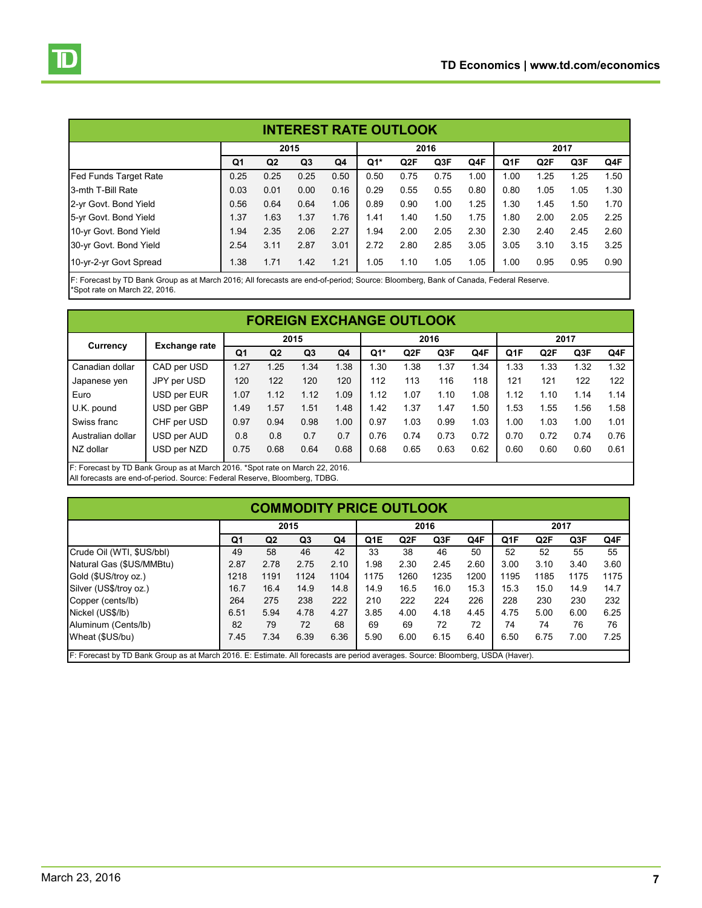## INTEREST RATE OUTLOOK

| | 2015 | | | | 2016 | | | | 2017 | | | |
|---|---|---|---|---|---|---|---|---|---|---|---|---|
| | Q1 | Q2 | Q3 | Q4 | Q1* | Q2F | Q3F | Q4F | Q1F | Q2F | Q3F | Q4F |
| Fed Funds Target Rate | 0.25 | 0.25 | 0.25 | 0.50 | 0.50 | 0.75 | 0.75 | 1.00 | 1.00 | 1.25 | 1.25 | 1.50 |
| 3-mth T-Bill Rate | 0.03 | 0.01 | 0.00 | 0.16 | 0.29 | 0.55 | 0.55 | 0.80 | 0.80 | 1.05 | 1.05 | 1.30 |
| 2-yr Govt. Bond Yield | 0.56 | 0.64 | 0.64 | 1.06 | 0.89 | 0.90 | 1.00 | 1.25 | 1.30 | 1.45 | 1.50 | 1.70 |
| 5-yr Govt. Bond Yield | 1.37 | 1.63 | 1.37 | 1.76 | 1.41 | 1.40 | 1.50 | 1.75 | 1.80 | 2.00 | 2.05 | 2.25 |
| 10-yr Govt. Bond Yield | 1.94 | 2.35 | 2.06 | 2.27 | 1.94 | 2.00 | 2.05 | 2.30 | 2.30 | 2.40 | 2.45 | 2.60 |
| 30-yr Govt. Bond Yield | 2.54 | 3.11 | 2.87 | 3.01 | 2.72 | 2.80 | 2.85 | 3.05 | 3.05 | 3.10 | 3.15 | 3.25 |
| 10-yr-2-yr Govt Spread | 1.38 | 1.71 | 1.42 | 1.21 | 1.05 | 1.10 | 1.05 | 1.05 | 1.00 | 0.95 | 0.95 | 0.90 |

F: Forecast by TD Bank Group as at March 2016; All forecasts are end-of-period; Source: Bloomberg, Bank of Canada, Federal Reserve.
*Spot rate on March 22, 2016.

## FOREIGN EXCHANGE OUTLOOK

| Currency | Exchange rate | 2015 | | | | 2016 | | | | 2017 | | | |
|---|---|---|---|---|---|---|---|---|---|---|---|---|---|
| | | Q1 | Q2 | Q3 | Q4 | Q1* | Q2F | Q3F | Q4F | Q1F | Q2F | Q3F | Q4F |
| Canadian dollar | CAD per USD | 1.27 | 1.25 | 1.34 | 1.38 | 1.30 | 1.38 | 1.37 | 1.34 | 1.33 | 1.33 | 1.32 | 1.32 |
| Japanese yen | JPY per USD | 120 | 122 | 120 | 120 | 112 | 113 | 116 | 118 | 121 | 121 | 122 | 122 |
| Euro | USD per EUR | 1.07 | 1.12 | 1.12 | 1.09 | 1.12 | 1.07 | 1.10 | 1.08 | 1.12 | 1.10 | 1.14 | 1.14 |
| U.K. pound | USD per GBP | 1.49 | 1.57 | 1.51 | 1.48 | 1.42 | 1.37 | 1.47 | 1.50 | 1.53 | 1.55 | 1.56 | 1.58 |
| Swiss franc | CHF per USD | 0.97 | 0.94 | 0.98 | 1.00 | 0.97 | 1.03 | 0.99 | 1.03 | 1.00 | 1.03 | 1.00 | 1.01 |
| Australian dollar | USD per AUD | 0.8 | 0.8 | 0.7 | 0.7 | 0.76 | 0.74 | 0.73 | 0.72 | 0.70 | 0.72 | 0.74 | 0.76 |
| NZ dollar | USD per NZD | 0.75 | 0.68 | 0.64 | 0.68 | 0.68 | 0.65 | 0.63 | 0.62 | 0.60 | 0.60 | 0.60 | 0.61 |

F: Forecast by TD Bank Group as at March 2016. *Spot rate on March 22, 2016.
All forecasts are end-of-period. Source: Federal Reserve, Bloomberg, TDBG.

## COMMODITY PRICE OUTLOOK

| | 2015 | | | | 2016 | | | | 2017 | | | |
|---|---|---|---|---|---|---|---|---|---|---|---|---|
| | Q1 | Q2 | Q3 | Q4 | Q1E | Q2F | Q3F | Q4F | Q1F | Q2F | Q3F | Q4F |
| Crude Oil (WTI, $US/bbl) | 49 | 58 | 46 | 42 | 33 | 38 | 46 | 50 | 52 | 52 | 55 | 55 |
| Natural Gas ($US/MMBtu) | 2.87 | 2.78 | 2.75 | 2.10 | 1.98 | 2.30 | 2.45 | 2.60 | 3.00 | 3.10 | 3.40 | 3.60 |
| Gold ($US/troy oz.) | 1218 | 1191 | 1124 | 1104 | 1175 | 1260 | 1235 | 1200 | 1195 | 1185 | 1175 | 1175 |
| Silver (US$/troy oz.) | 16.7 | 16.4 | 14.9 | 14.8 | 14.9 | 16.5 | 16.0 | 15.3 | 15.3 | 15.0 | 14.9 | 14.7 |
| Copper (cents/lb) | 264 | 275 | 238 | 222 | 210 | 222 | 224 | 226 | 228 | 230 | 230 | 232 |
| Nickel (US$/lb) | 6.51 | 5.94 | 4.78 | 4.27 | 3.85 | 4.00 | 4.18 | 4.45 | 4.75 | 5.00 | 6.00 | 6.25 |
| Aluminum (Cents/lb) | 82 | 79 | 72 | 68 | 69 | 69 | 72 | 72 | 74 | 74 | 76 | 76 |
| Wheat ($US/bu) | 7.45 | 7.34 | 6.39 | 6.36 | 5.90 | 6.00 | 6.15 | 6.40 | 6.50 | 6.75 | 7.00 | 7.25 |

F: Forecast by TD Bank Group as at March 2016. E: Estimate. All forecasts are period averages. Source: Bloomberg, USDA (Haver).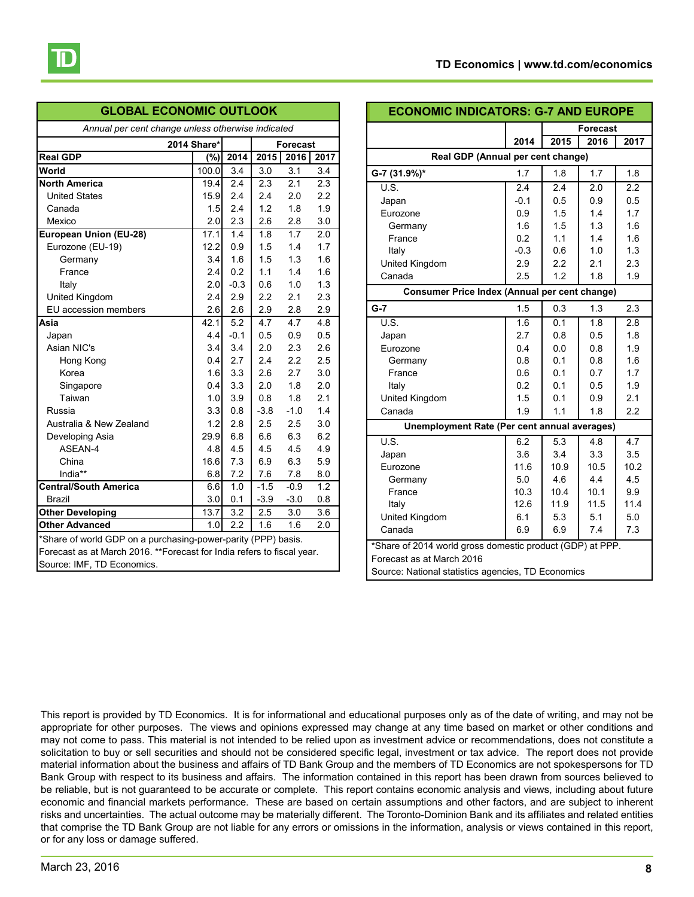## GLOBAL ECONOMIC OUTLOOK

*Annual per cent change unless otherwise indicated*

| | 2014 Share* | | Forecast | | |
|---|---|---|---|---|---|
| **Real GDP** | (%) | 2014 | 2015 | 2016 | 2017 |
| **World** | 100.0 | 3.4 | 3.0 | 3.1 | 3.4 |
| **North America** | 19.4 | 2.4 | 2.3 | 2.1 | 2.3 |
| United States | 15.9 | 2.4 | 2.4 | 2.0 | 2.2 |
| Canada | 1.5 | 2.4 | 1.2 | 1.8 | 1.9 |
| Mexico | 2.0 | 2.3 | 2.6 | 2.8 | 3.0 |
| **European Union (EU-28)** | 17.1 | 1.4 | 1.8 | 1.7 | 2.0 |
| Eurozone (EU-19) | 12.2 | 0.9 | 1.5 | 1.4 | 1.7 |
| Germany | 3.4 | 1.6 | 1.5 | 1.3 | 1.6 |
| France | 2.4 | 0.2 | 1.1 | 1.4 | 1.6 |
| Italy | 2.0 | -0.3 | 0.6 | 1.0 | 1.3 |
| United Kingdom | 2.4 | 2.9 | 2.2 | 2.1 | 2.3 |
| EU accession members | 2.6 | 2.6 | 2.9 | 2.8 | 2.9 |
| **Asia** | 42.1 | 5.2 | 4.7 | 4.7 | 4.8 |
| Japan | 4.4 | -0.1 | 0.5 | 0.9 | 0.5 |
| Asian NIC's | 3.4 | 3.4 | 2.0 | 2.3 | 2.6 |
| Hong Kong | 0.4 | 2.7 | 2.4 | 2.2 | 2.5 |
| Korea | 1.6 | 3.3 | 2.6 | 2.7 | 3.0 |
| Singapore | 0.4 | 3.3 | 2.0 | 1.8 | 2.0 |
| Taiwan | 1.0 | 3.9 | 0.8 | 1.8 | 2.1 |
| Russia | 3.3 | 0.8 | -3.8 | -1.0 | 1.4 |
| Australia & New Zealand | 1.2 | 2.8 | 2.5 | 2.5 | 3.0 |
| Developing Asia | 29.9 | 6.8 | 6.6 | 6.3 | 6.2 |
| ASEAN-4 | 4.8 | 4.5 | 4.5 | 4.5 | 4.9 |
| China | 16.6 | 7.3 | 6.9 | 6.3 | 5.9 |
| India** | 6.8 | 7.2 | 7.6 | 7.8 | 8.0 |
| **Central/South America** | 6.6 | 1.0 | -1.5 | -0.9 | 1.2 |
| Brazil | 3.0 | 0.1 | -3.9 | -3.0 | 0.8 |
| **Other Developing** | 13.7 | 3.2 | 2.5 | 3.0 | 3.6 |
| **Other Advanced** | 1.0 | 2.2 | 1.6 | 1.6 | 2.0 |

*Share of world GDP on a purchasing-power-parity (PPP) basis.
Forecast as at March 2016. **Forecast for India refers to fiscal year.
Source: IMF, TD Economics.

## ECONOMIC INDICATORS: G-7 AND EUROPE

| | | Forecast | | |
|---|---|---|---|---|
| | 2014 | 2015 | 2016 | 2017 |
| **Real GDP (Annual per cent change)** | | | | |
| **G-7 (31.9%)*** | 1.7 | 1.8 | 1.7 | 1.8 |
| U.S. | 2.4 | 2.4 | 2.0 | 2.2 |
| Japan | -0.1 | 0.5 | 0.9 | 0.5 |
| Eurozone | 0.9 | 1.5 | 1.4 | 1.7 |
| Germany | 1.6 | 1.5 | 1.3 | 1.6 |
| France | 0.2 | 1.1 | 1.4 | 1.6 |
| Italy | -0.3 | 0.6 | 1.0 | 1.3 |
| United Kingdom | 2.9 | 2.2 | 2.1 | 2.3 |
| Canada | 2.5 | 1.2 | 1.8 | 1.9 |
| **Consumer Price Index (Annual per cent change)** | | | | |
| **G-7** | 1.5 | 0.3 | 1.3 | 2.3 |
| U.S. | 1.6 | 0.1 | 1.8 | 2.8 |
| Japan | 2.7 | 0.8 | 0.5 | 1.8 |
| Eurozone | 0.4 | 0.0 | 0.8 | 1.9 |
| Germany | 0.8 | 0.1 | 0.8 | 1.6 |
| France | 0.6 | 0.1 | 0.7 | 1.7 |
| Italy | 0.2 | 0.1 | 0.5 | 1.9 |
| United Kingdom | 1.5 | 0.1 | 0.9 | 2.1 |
| Canada | 1.9 | 1.1 | 1.8 | 2.2 |
| **Unemployment Rate (Per cent annual averages)** | | | | |
| U.S. | 6.2 | 5.3 | 4.8 | 4.7 |
| Japan | 3.6 | 3.4 | 3.3 | 3.5 |
| Eurozone | 11.6 | 10.9 | 10.5 | 10.2 |
| Germany | 5.0 | 4.6 | 4.4 | 4.5 |
| France | 10.3 | 10.4 | 10.1 | 9.9 |
| Italy | 12.6 | 11.9 | 11.5 | 11.4 |
| United Kingdom | 6.1 | 5.3 | 5.1 | 5.0 |
| Canada | 6.9 | 6.9 | 7.4 | 7.3 |

*Share of 2014 world gross domestic product (GDP) at PPP.
Forecast as at March 2016
Source: National statistics agencies, TD Economics

This report is provided by TD Economics. It is for informational and educational purposes only as of the date of writing, and may not be appropriate for other purposes. The views and opinions expressed may change at any time based on market or other conditions and may not come to pass. This material is not intended to be relied upon as investment advice or recommendations, does not constitute a solicitation to buy or sell securities and should not be considered specific legal, investment or tax advice. The report does not provide material information about the business and affairs of TD Bank Group and the members of TD Economics are not spokespersons for TD Bank Group with respect to its business and affairs. The information contained in this report has been drawn from sources believed to be reliable, but is not guaranteed to be accurate or complete. This report contains economic analysis and views, including about future economic and financial markets performance. These are based on certain assumptions and other factors, and are subject to inherent risks and uncertainties. The actual outcome may be materially different. The Toronto-Dominion Bank and its affiliates and related entities that comprise the TD Bank Group are not liable for any errors or omissions in the information, analysis or views contained in this report, or for any loss or damage suffered.

March 23, 2016